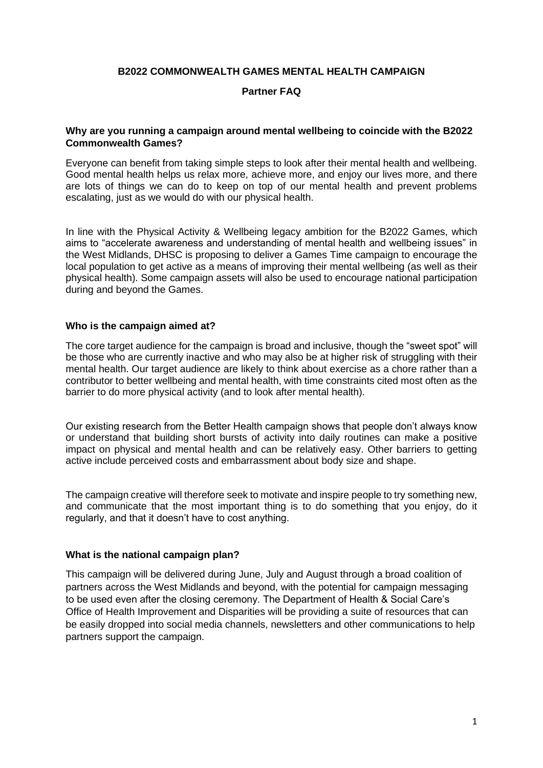# B2022 COMMONWEALTH GAMES MENTAL HEALTH CAMPAIGN

## Partner FAQ

### Why are you running a campaign around mental wellbeing to coincide with the B2022 Commonwealth Games?

Everyone can benefit from taking simple steps to look after their mental health and wellbeing. Good mental health helps us relax more, achieve more, and enjoy our lives more, and there are lots of things we can do to keep on top of our mental health and prevent problems escalating, just as we would do with our physical health.

In line with the Physical Activity & Wellbeing legacy ambition for the B2022 Games, which aims to "accelerate awareness and understanding of mental health and wellbeing issues" in the West Midlands, DHSC is proposing to deliver a Games Time campaign to encourage the local population to get active as a means of improving their mental wellbeing (as well as their physical health). Some campaign assets will also be used to encourage national participation during and beyond the Games.

### Who is the campaign aimed at?

The core target audience for the campaign is broad and inclusive, though the "sweet spot" will be those who are currently inactive and who may also be at higher risk of struggling with their mental health. Our target audience are likely to think about exercise as a chore rather than a contributor to better wellbeing and mental health, with time constraints cited most often as the barrier to do more physical activity (and to look after mental health).

Our existing research from the Better Health campaign shows that people don't always know or understand that building short bursts of activity into daily routines can make a positive impact on physical and mental health and can be relatively easy. Other barriers to getting active include perceived costs and embarrassment about body size and shape.

The campaign creative will therefore seek to motivate and inspire people to try something new, and communicate that the most important thing is to do something that you enjoy, do it regularly, and that it doesn't have to cost anything.

### What is the national campaign plan?

This campaign will be delivered during June, July and August through a broad coalition of partners across the West Midlands and beyond, with the potential for campaign messaging to be used even after the closing ceremony. The Department of Health & Social Care's Office of Health Improvement and Disparities will be providing a suite of resources that can be easily dropped into social media channels, newsletters and other communications to help partners support the campaign.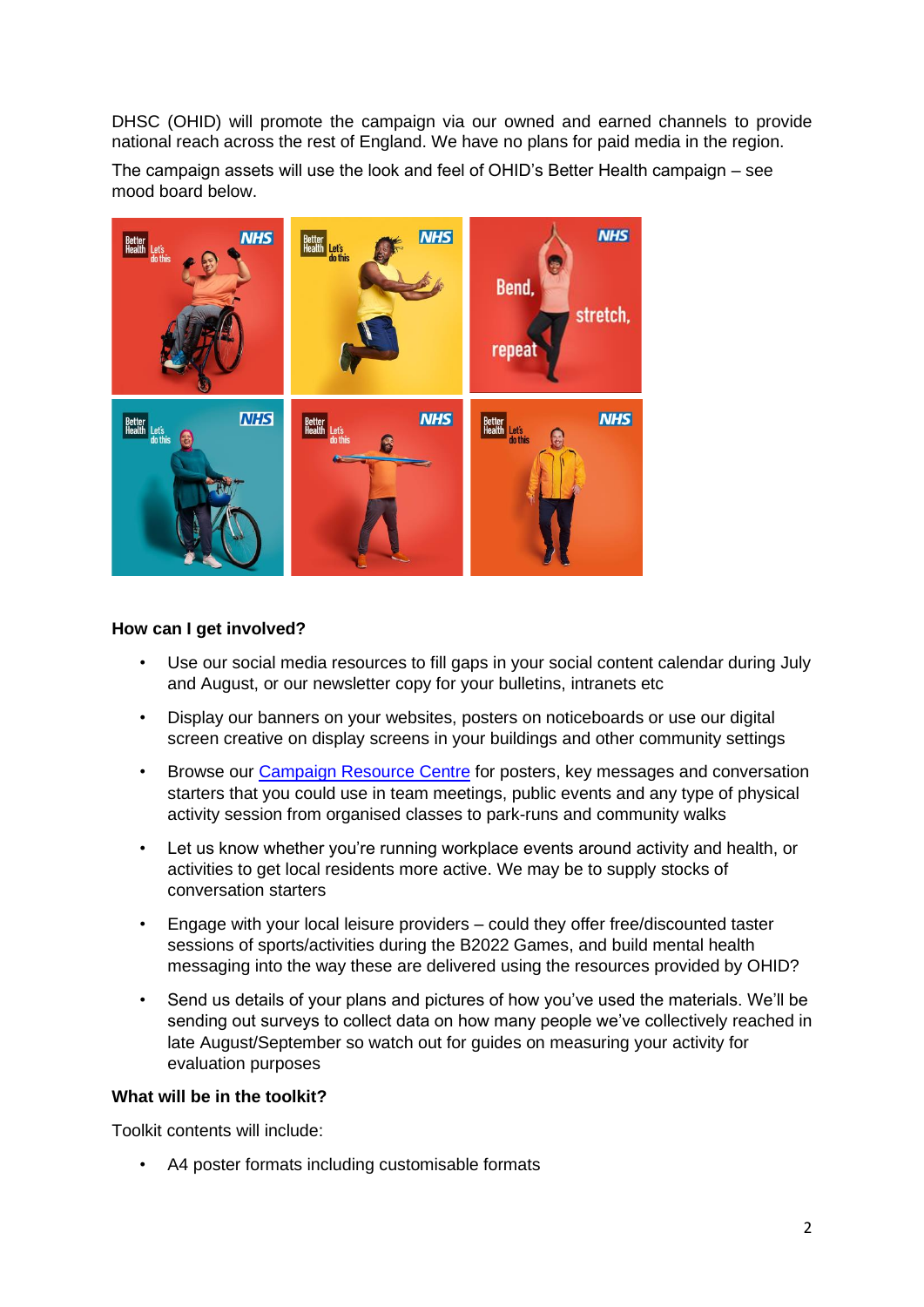DHSC (OHID) will promote the campaign via our owned and earned channels to provide national reach across the rest of England. We have no plans for paid media in the region.

The campaign assets will use the look and feel of OHID's Better Health campaign – see mood board below.

**How can I get involved?**

- Use our social media resources to fill gaps in your social content calendar during July and August, or our newsletter copy for your bulletins, intranets etc
- Display our banners on your websites, posters on noticeboards or use our digital screen creative on display screens in your buildings and other community settings
- Browse our Campaign Resource Centre for posters, key messages and conversation starters that you could use in team meetings, public events and any type of physical activity session from organised classes to park-runs and community walks
- Let us know whether you're running workplace events around activity and health, or activities to get local residents more active. We may be to supply stocks of conversation starters
- Engage with your local leisure providers – could they offer free/discounted taster sessions of sports/activities during the B2022 Games, and build mental health messaging into the way these are delivered using the resources provided by OHID?
- Send us details of your plans and pictures of how you've used the materials. We'll be sending out surveys to collect data on how many people we've collectively reached in late August/September so watch out for guides on measuring your activity for evaluation purposes

**What will be in the toolkit?**

Toolkit contents will include:

- A4 poster formats including customisable formats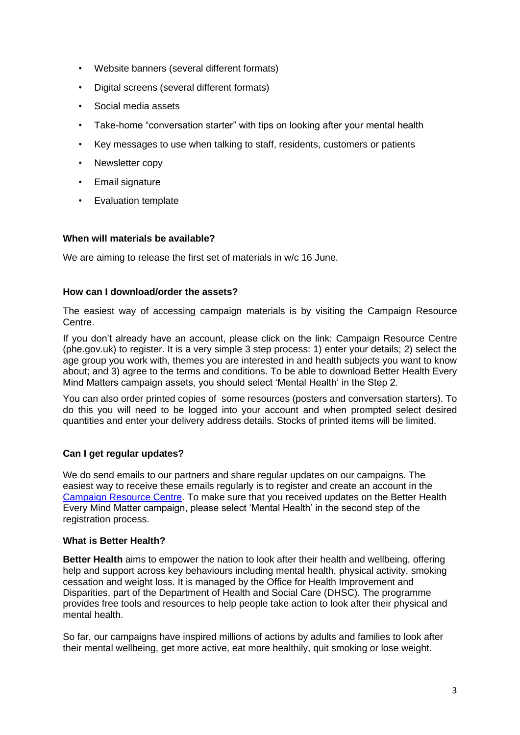- Website banners (several different formats)
- Digital screens (several different formats)
- Social media assets
- Take-home “conversation starter” with tips on looking after your mental health
- Key messages to use when talking to staff, residents, customers or patients
- Newsletter copy
- Email signature
- Evaluation template

**When will materials be available?**

We are aiming to release the first set of materials in w/c 16 June.

**How can I download/order the assets?**

The easiest way of accessing campaign materials is by visiting the Campaign Resource Centre.

If you don’t already have an account, please click on the link: Campaign Resource Centre (phe.gov.uk) to register. It is a very simple 3 step process: 1) enter your details; 2) select the age group you work with, themes you are interested in and health subjects you want to know about; and 3) agree to the terms and conditions. To be able to download Better Health Every Mind Matters campaign assets, you should select ‘Mental Health’ in the Step 2.

You can also order printed copies of some resources (posters and conversation starters). To do this you will need to be logged into your account and when prompted select desired quantities and enter your delivery address details. Stocks of printed items will be limited.

**Can I get regular updates?**

We do send emails to our partners and share regular updates on our campaigns. The easiest way to receive these emails regularly is to register and create an account in the [Campaign Resource Centre](). To make sure that you received updates on the Better Health Every Mind Matter campaign, please select ‘Mental Health’ in the second step of the registration process.

**What is Better Health?**

**Better Health** aims to empower the nation to look after their health and wellbeing, offering help and support across key behaviours including mental health, physical activity, smoking cessation and weight loss. It is managed by the Office for Health Improvement and Disparities, part of the Department of Health and Social Care (DHSC). The programme provides free tools and resources to help people take action to look after their physical and mental health.

So far, our campaigns have inspired millions of actions by adults and families to look after their mental wellbeing, get more active, eat more healthily, quit smoking or lose weight.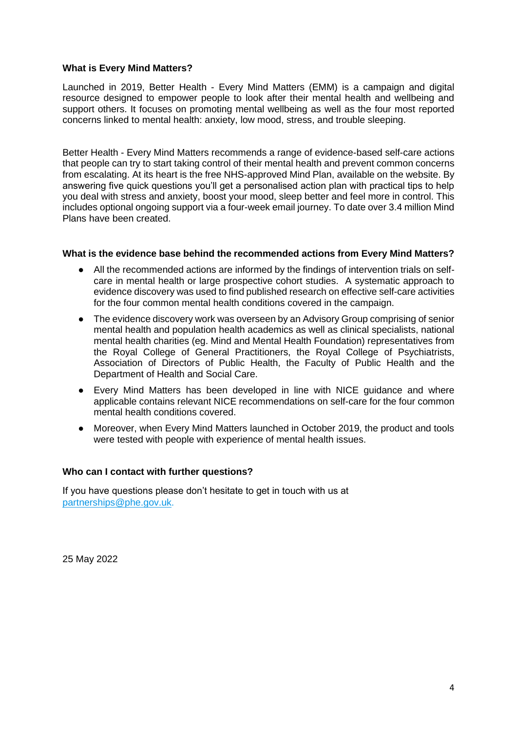**What is Every Mind Matters?**

Launched in 2019, Better Health - Every Mind Matters (EMM) is a campaign and digital resource designed to empower people to look after their mental health and wellbeing and support others. It focuses on promoting mental wellbeing as well as the four most reported concerns linked to mental health: anxiety, low mood, stress, and trouble sleeping.

Better Health - Every Mind Matters recommends a range of evidence-based self-care actions that people can try to start taking control of their mental health and prevent common concerns from escalating. At its heart is the free NHS-approved Mind Plan, available on the website. By answering five quick questions you'll get a personalised action plan with practical tips to help you deal with stress and anxiety, boost your mood, sleep better and feel more in control. This includes optional ongoing support via a four-week email journey. To date over 3.4 million Mind Plans have been created.

**What is the evidence base behind the recommended actions from Every Mind Matters?**

- All the recommended actions are informed by the findings of intervention trials on self-care in mental health or large prospective cohort studies. A systematic approach to evidence discovery was used to find published research on effective self-care activities for the four common mental health conditions covered in the campaign.
- The evidence discovery work was overseen by an Advisory Group comprising of senior mental health and population health academics as well as clinical specialists, national mental health charities (eg. Mind and Mental Health Foundation) representatives from the Royal College of General Practitioners, the Royal College of Psychiatrists, Association of Directors of Public Health, the Faculty of Public Health and the Department of Health and Social Care.
- Every Mind Matters has been developed in line with NICE guidance and where applicable contains relevant NICE recommendations on self-care for the four common mental health conditions covered.
- Moreover, when Every Mind Matters launched in October 2019, the product and tools were tested with people with experience of mental health issues.

**Who can I contact with further questions?**

If you have questions please don't hesitate to get in touch with us at partnerships@phe.gov.uk.

25 May 2022